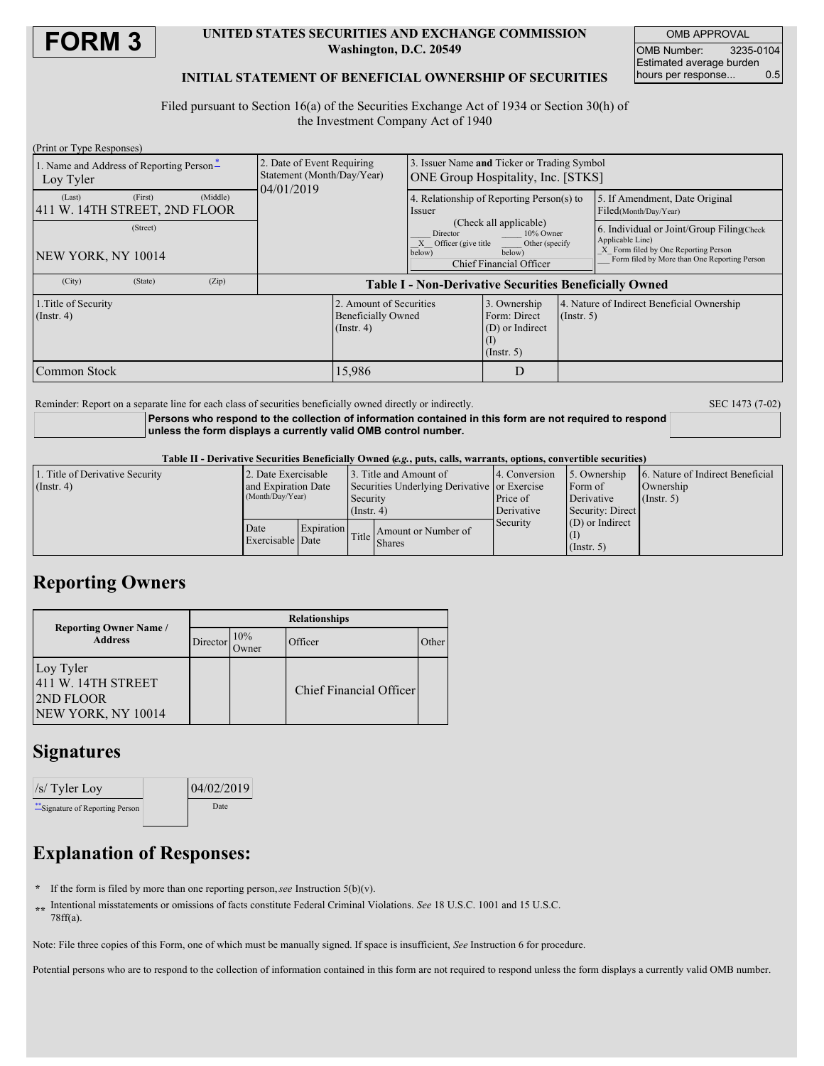# FORM 3

**UNITED STATES SECURITIES AND EXCHANGE COMMISSION**
**Washington, D.C. 20549**

**INITIAL STATEMENT OF BENEFICIAL OWNERSHIP OF SECURITIES**

| OMB APPROVAL | |
|---|---|
| OMB Number: | 3235-0104 |
| Estimated average burden hours per response... | 0.5 |

Filed pursuant to Section 16(a) of the Securities Exchange Act of 1934 or Section 30(h) of the Investment Company Act of 1940

(Print or Type Responses)

| 1. Name and Address of Reporting Person* | 2. Date of Event Requiring Statement (Month/Day/Year) | 3. Issuer Name **and** Ticker or Trading Symbol | |
|---|---|---|---|
| Loy Tyler | 04/01/2019 | ONE Group Hospitality, Inc. [STKS] | |
| (Last) (First) (Middle) 411 W. 14TH STREET, 2ND FLOOR | | 4. Relationship of Reporting Person(s) to Issuer (Check all applicable) ___ Director ___ 10% Owner _X_ Officer (give title below) ___ Other (specify below) Chief Financial Officer | 5. If Amendment, Date Original Filed(Month/Day/Year) |
| (Street) NEW YORK, NY 10014 | | | 6. Individual or Joint/Group Filing(Check Applicable Line) _X_ Form filed by One Reporting Person ___ Form filed by More than One Reporting Person |
| (City) (State) (Zip) | | | |

**Table I - Non-Derivative Securities Beneficially Owned**

| 1.Title of Security (Instr. 4) | 2. Amount of Securities Beneficially Owned (Instr. 4) | 3. Ownership Form: Direct (D) or Indirect (I) (Instr. 5) | 4. Nature of Indirect Beneficial Ownership (Instr. 5) |
|---|---|---|---|
| Common Stock | 15,986 | D | |

Reminder: Report on a separate line for each class of securities beneficially owned directly or indirectly.

SEC 1473 (7-02)

**Persons who respond to the collection of information contained in this form are not required to respond unless the form displays a currently valid OMB control number.**

**Table II - Derivative Securities Beneficially Owned (*e.g.*, puts, calls, warrants, options, convertible securities)**

| 1. Title of Derivative Security (Instr. 4) | 2. Date Exercisable and Expiration Date (Month/Day/Year) | | 3. Title and Amount of Securities Underlying Derivative Security (Instr. 4) | | 4. Conversion or Exercise Price of Derivative Security | 5. Ownership Form of Derivative Security: Direct (D) or Indirect (I) (Instr. 5) | 6. Nature of Indirect Beneficial Ownership (Instr. 5) |
|---|---|---|---|---|---|---|---|
| | Date Exercisable | Expiration Date | Title | Amount or Number of Shares | | | |

## Reporting Owners

| Reporting Owner Name / Address | Relationships | | | |
|---|---|---|---|---|
| | Director | 10% Owner | Officer | Other |
| Loy Tyler 411 W. 14TH STREET 2ND FLOOR NEW YORK, NY 10014 | | | Chief Financial Officer | |

## Signatures

| /s/ Tyler Loy | 04/02/2019 |
|---|---|
| **Signature of Reporting Person | Date |

## Explanation of Responses:

\* If the form is filed by more than one reporting person, *see* Instruction 5(b)(v).

\*\* Intentional misstatements or omissions of facts constitute Federal Criminal Violations. *See* 18 U.S.C. 1001 and 15 U.S.C. 78ff(a).

Note: File three copies of this Form, one of which must be manually signed. If space is insufficient, *See* Instruction 6 for procedure.

Potential persons who are to respond to the collection of information contained in this form are not required to respond unless the form displays a currently valid OMB number.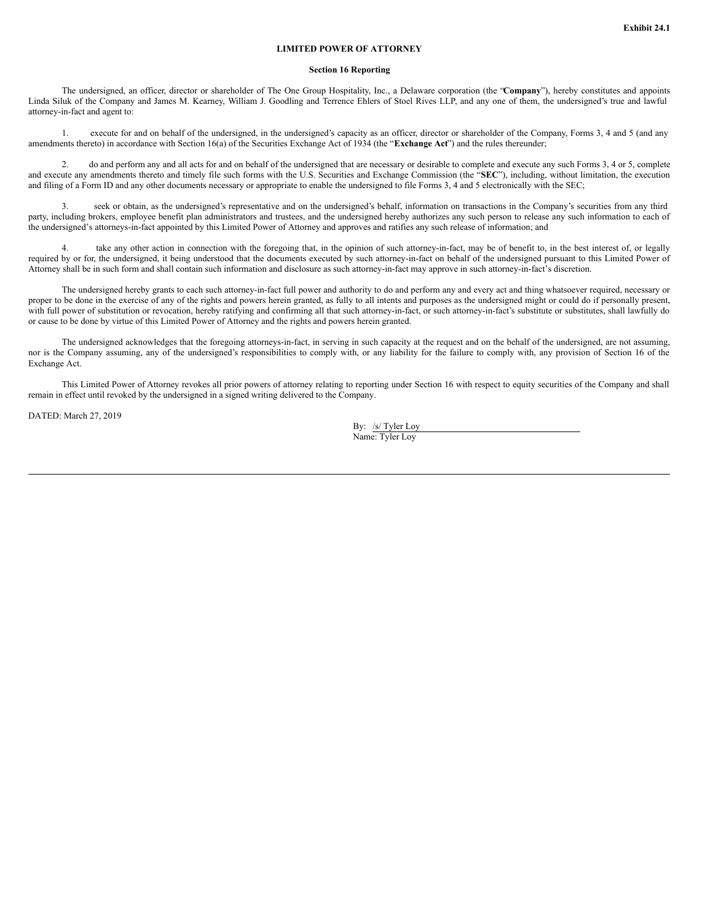Exhibit 24.1

**LIMITED POWER OF ATTORNEY**

**Section 16 Reporting**

The undersigned, an officer, director or shareholder of The One Group Hospitality, Inc., a Delaware corporation (the "**Company**"), hereby constitutes and appoints Linda Siluk of the Company and James M. Kearney, William J. Goodling and Terrence Ehlers of Stoel Rives LLP, and any one of them, the undersigned's true and lawful attorney-in-fact and agent to:

1. execute for and on behalf of the undersigned, in the undersigned's capacity as an officer, director or shareholder of the Company, Forms 3, 4 and 5 (and any amendments thereto) in accordance with Section 16(a) of the Securities Exchange Act of 1934 (the "**Exchange Act**") and the rules thereunder;

2. do and perform any and all acts for and on behalf of the undersigned that are necessary or desirable to complete and execute any such Forms 3, 4 or 5, complete and execute any amendments thereto and timely file such forms with the U.S. Securities and Exchange Commission (the "**SEC**"), including, without limitation, the execution and filing of a Form ID and any other documents necessary or appropriate to enable the undersigned to file Forms 3, 4 and 5 electronically with the SEC;

3. seek or obtain, as the undersigned's representative and on the undersigned's behalf, information on transactions in the Company's securities from any third party, including brokers, employee benefit plan administrators and trustees, and the undersigned hereby authorizes any such person to release any such information to each of the undersigned's attorneys-in-fact appointed by this Limited Power of Attorney and approves and ratifies any such release of information; and

4. take any other action in connection with the foregoing that, in the opinion of such attorney-in-fact, may be of benefit to, in the best interest of, or legally required by or for, the undersigned, it being understood that the documents executed by such attorney-in-fact on behalf of the undersigned pursuant to this Limited Power of Attorney shall be in such form and shall contain such information and disclosure as such attorney-in-fact may approve in such attorney-in-fact's discretion.

The undersigned hereby grants to each such attorney-in-fact full power and authority to do and perform any and every act and thing whatsoever required, necessary or proper to be done in the exercise of any of the rights and powers herein granted, as fully to all intents and purposes as the undersigned might or could do if personally present, with full power of substitution or revocation, hereby ratifying and confirming all that such attorney-in-fact, or such attorney-in-fact's substitute or substitutes, shall lawfully do or cause to be done by virtue of this Limited Power of Attorney and the rights and powers herein granted.

The undersigned acknowledges that the foregoing attorneys-in-fact, in serving in such capacity at the request and on the behalf of the undersigned, are not assuming, nor is the Company assuming, any of the undersigned's responsibilities to comply with, or any liability for the failure to comply with, any provision of Section 16 of the Exchange Act.

This Limited Power of Attorney revokes all prior powers of attorney relating to reporting under Section 16 with respect to equity securities of the Company and shall remain in effect until revoked by the undersigned in a signed writing delivered to the Company.

DATED: March 27, 2019

By: /s/ Tyler Loy
Name: Tyler Loy